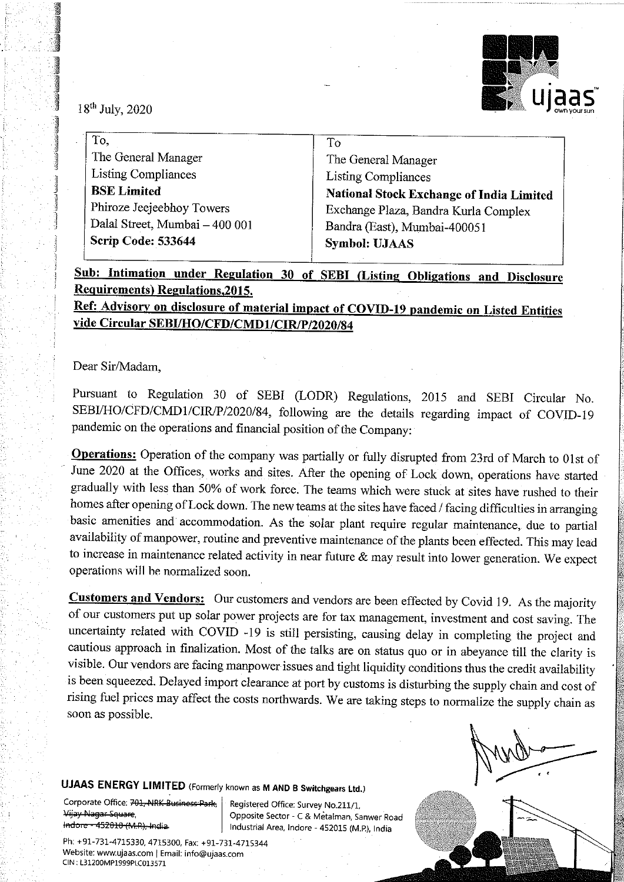18th July, 2020

| To, | To |
| --- | --- |
| The General Manager | The General Manager |
| Listing Compliances | Listing Compliances |
| **BSE Limited** | **National Stock Exchange of India Limited** |
| Phiroze Jeejeebhoy Towers | Exchange Plaza, Bandra Kurla Complex |
| Dalal Street, Mumbai – 400 001 | Bandra (East), Mumbai-400051 |
| **Scrip Code: 533644** | **Symbol: UJAAS** |

**Sub: Intimation under Regulation 30 of SEBI (Listing Obligations and Disclosure Requirements) Regulations,2015.**

**Ref: Advisory on disclosure of material impact of COVID-19 pandemic on Listed Entities vide Circular SEBI/HO/CFD/CMD1/CIR/P/2020/84**

Dear Sir/Madam,

Pursuant to Regulation 30 of SEBI (LODR) Regulations, 2015 and SEBI Circular No. SEBI/HO/CFD/CMD1/CIR/P/2020/84, following are the details regarding impact of COVID-19 pandemic on the operations and financial position of the Company:

**Operations:** Operation of the company was partially or fully disrupted from 23rd of March to 01st of June 2020 at the Offices, works and sites. After the opening of Lock down, operations have started gradually with less than 50% of work force. The teams which were stuck at sites have rushed to their homes after opening of Lock down. The new teams at the sites have faced / facing difficulties in arranging basic amenities and accommodation. As the solar plant require regular maintenance, due to partial availability of manpower, routine and preventive maintenance of the plants been effected. This may lead to increase in maintenance related activity in near future & may result into lower generation. We expect operations will be normalized soon.

**Customers and Vendors:** Our customers and vendors are been effected by Covid 19. As the majority of our customers put up solar power projects are for tax management, investment and cost saving. The uncertainty related with COVID -19 is still persisting, causing delay in completing the project and cautious approach in finalization. Most of the talks are on status quo or in abeyance till the clarity is visible. Our vendors are facing manpower issues and tight liquidity conditions thus the credit availability is been squeezed. Delayed import clearance at port by customs is disturbing the supply chain and cost of rising fuel prices may affect the costs northwards. We are taking steps to normalize the supply chain as soon as possible.

**UJAAS ENERGY LIMITED** (Formerly known as M AND B Switchgears Ltd.)

Corporate Office: ~~701, NRK Business Park, Vijay Nagar Square, Indore - 452010 (M.P.), India~~

Registered Office: Survey No.211/1, Opposite Sector - C & Metalman, Sanwer Road Industrial Area, Indore - 452015 (M.P.), India

Ph: +91-731-4715330, 4715300, Fax: +91-731-4715344

Website: www.ujaas.com | Email: info@ujaas.com

CIN: L31200MP1999PLC013571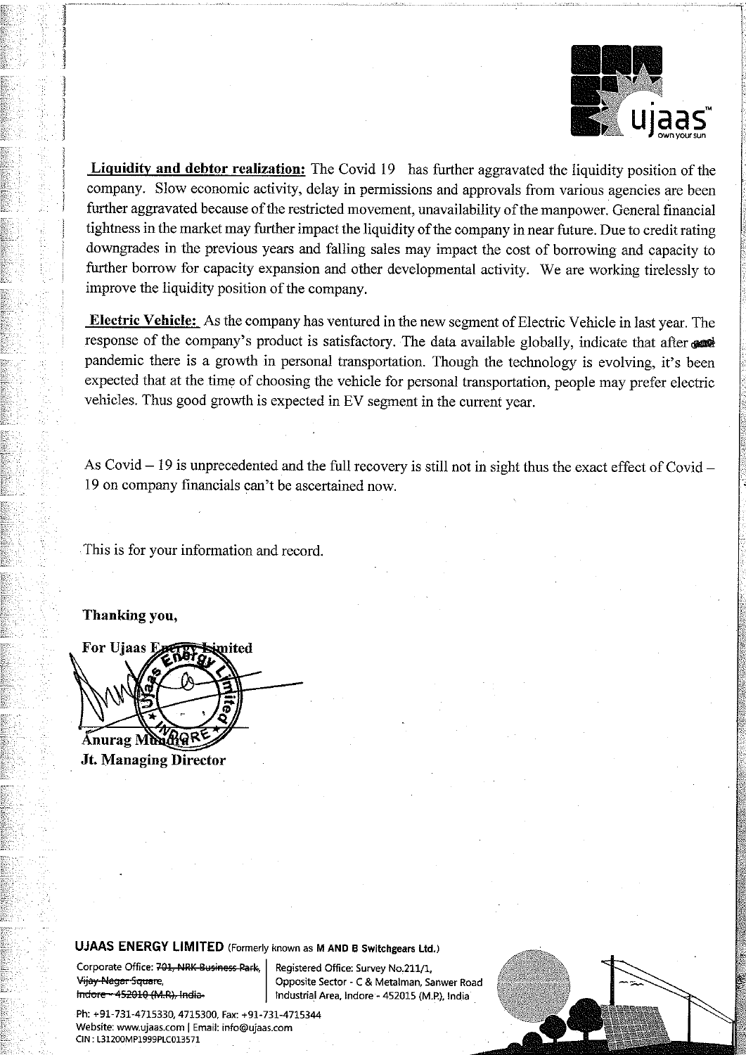**Liquidity and debtor realization:** The Covid 19 has further aggravated the liquidity position of the company. Slow economic activity, delay in permissions and approvals from various agencies are been further aggravated because of the restricted movement, unavailability of the manpower. General financial tightness in the market may further impact the liquidity of the company in near future. Due to credit rating downgrades in the previous years and falling sales may impact the cost of borrowing and capacity to further borrow for capacity expansion and other developmental activity. We are working tirelessly to improve the liquidity position of the company.

**Electric Vehicle:** As the company has ventured in the new segment of Electric Vehicle in last year. The response of the company's product is satisfactory. The data available globally, indicate that after pandemic there is a growth in personal transportation. Though the technology is evolving, it's been expected that at the time of choosing the vehicle for personal transportation, people may prefer electric vehicles. Thus good growth is expected in EV segment in the current year.

As Covid – 19 is unprecedented and the full recovery is still not in sight thus the exact effect of Covid – 19 on company financials can't be ascertained now.

This is for your information and record.

**Thanking you,**

**For Ujaas Energy Limited**

**Anurag Mundra**
**Jt. Managing Director**

**UJAAS ENERGY LIMITED** (Formerly known as **M AND B Switchgears Ltd.**)

Corporate Office: ~~701, NRK Business Park, Vijay Nagar Square, Indore - 452010 (M.P.), India~~

Registered Office: Survey No.211/1, Opposite Sector - C & Metalman, Sanwer Road Industrial Area, Indore - 452015 (M.P.), India

Ph: +91-731-4715330, 4715300, Fax: +91-731-4715344
Website: www.ujaas.com | Email: info@ujaas.com
CIN : L31200MP1999PLC013571